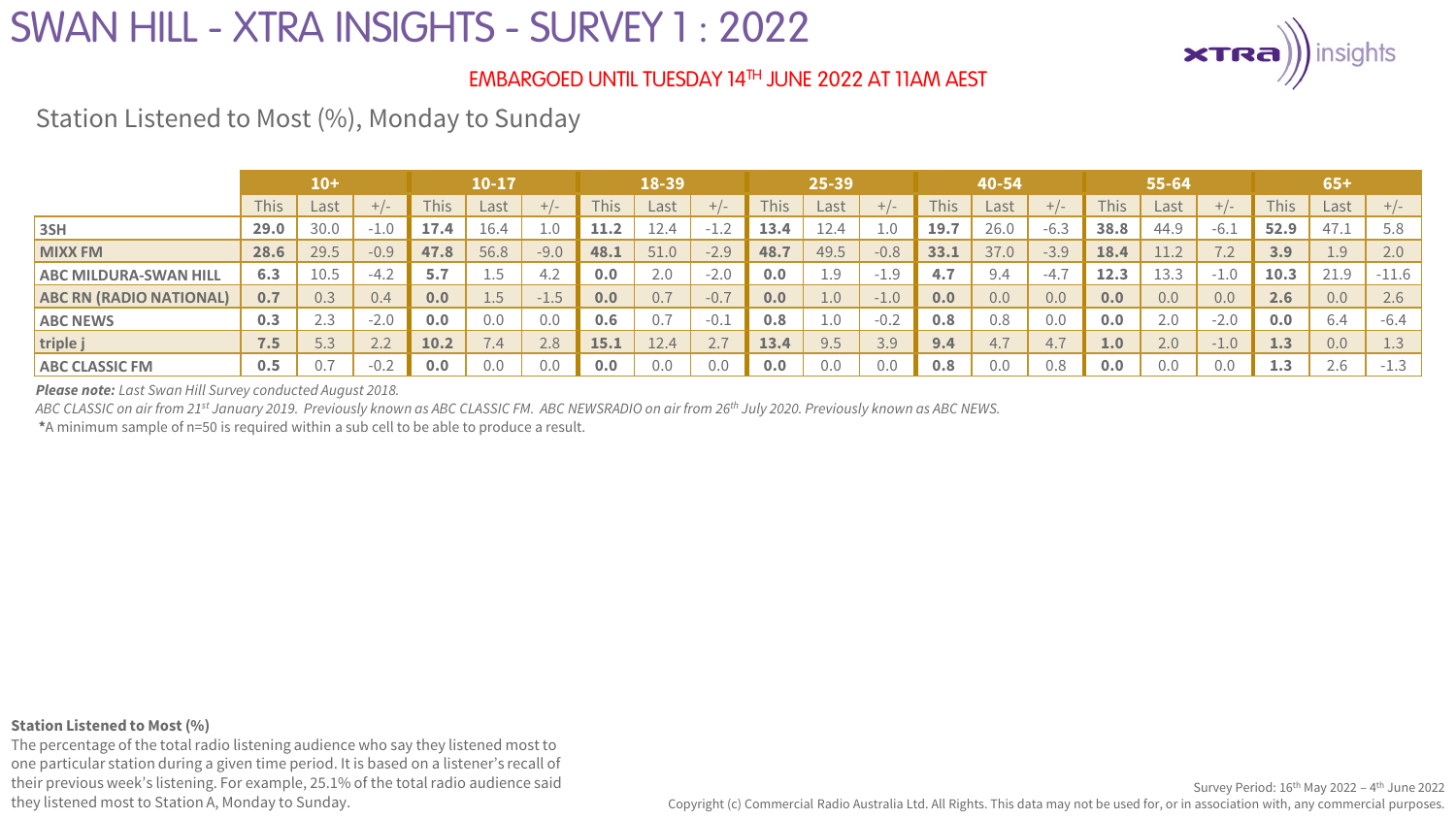# SWAN HILL - XTRA INSIGHTS - SURVEY 1 : 2022

EMBARGOED UNTIL TUESDAY 14TH JUNE 2022 AT 11AM AEST

## Station Listened to Most (%), Monday to Sunday

| | 10+ | | | 10-17 | | | 18-39 | | | 25-39 | | | 40-54 | | | 55-64 | | | 65+ | | |
|---|---|---|---|---|---|---|---|---|---|---|---|---|---|---|---|---|---|---|---|---|---|
| | This | Last | +/- | This | Last | +/- | This | Last | +/- | This | Last | +/- | This | Last | +/- | This | Last | +/- | This | Last | +/- |
| **3SH** | **29.0** | 30.0 | -1.0 | **17.4** | 16.4 | 1.0 | **11.2** | 12.4 | -1.2 | **13.4** | 12.4 | 1.0 | **19.7** | 26.0 | -6.3 | **38.8** | 44.9 | -6.1 | **52.9** | 47.1 | 5.8 |
| **MIXX FM** | **28.6** | 29.5 | -0.9 | **47.8** | 56.8 | -9.0 | **48.1** | 51.0 | -2.9 | **48.7** | 49.5 | -0.8 | **33.1** | 37.0 | -3.9 | **18.4** | 11.2 | 7.2 | **3.9** | 1.9 | 2.0 |
| **ABC MILDURA-SWAN HILL** | **6.3** | 10.5 | -4.2 | **5.7** | 1.5 | 4.2 | **0.0** | 2.0 | -2.0 | **0.0** | 1.9 | -1.9 | **4.7** | 9.4 | -4.7 | **12.3** | 13.3 | -1.0 | **10.3** | 21.9 | -11.6 |
| **ABC RN (RADIO NATIONAL)** | **0.7** | 0.3 | 0.4 | **0.0** | 1.5 | -1.5 | **0.0** | 0.7 | -0.7 | **0.0** | 1.0 | -1.0 | **0.0** | 0.0 | 0.0 | **0.0** | 0.0 | 0.0 | **2.6** | 0.0 | 2.6 |
| **ABC NEWS** | **0.3** | 2.3 | -2.0 | **0.0** | 0.0 | 0.0 | **0.6** | 0.7 | -0.1 | **0.8** | 1.0 | -0.2 | **0.8** | 0.8 | 0.0 | **0.0** | 2.0 | -2.0 | **0.0** | 6.4 | -6.4 |
| **triple j** | **7.5** | 5.3 | 2.2 | **10.2** | 7.4 | 2.8 | **15.1** | 12.4 | 2.7 | **13.4** | 9.5 | 3.9 | **9.4** | 4.7 | 4.7 | **1.0** | 2.0 | -1.0 | **1.3** | 0.0 | 1.3 |
| **ABC CLASSIC FM** | **0.5** | 0.7 | -0.2 | **0.0** | 0.0 | 0.0 | **0.0** | 0.0 | 0.0 | **0.0** | 0.0 | 0.0 | **0.8** | 0.0 | 0.8 | **0.0** | 0.0 | 0.0 | **1.3** | 2.6 | -1.3 |

***Please note:*** *Last Swan Hill Survey conducted August 2018.*

*ABC CLASSIC on air from 21st January 2019. Previously known as ABC CLASSIC FM. ABC NEWSRADIO on air from 26th July 2020. Previously known as ABC NEWS.*

*A minimum sample of n=50 is required within a sub cell to be able to produce a result.

**Station Listened to Most (%)**

The percentage of the total radio listening audience who say they listened most to one particular station during a given time period. It is based on a listener's recall of their previous week's listening. For example, 25.1% of the total radio audience said they listened most to Station A, Monday to Sunday.

Survey Period: 16th May 2022 – 4th June 2022

Copyright (c) Commercial Radio Australia Ltd. All Rights. This data may not be used for, or in association with, any commercial purposes.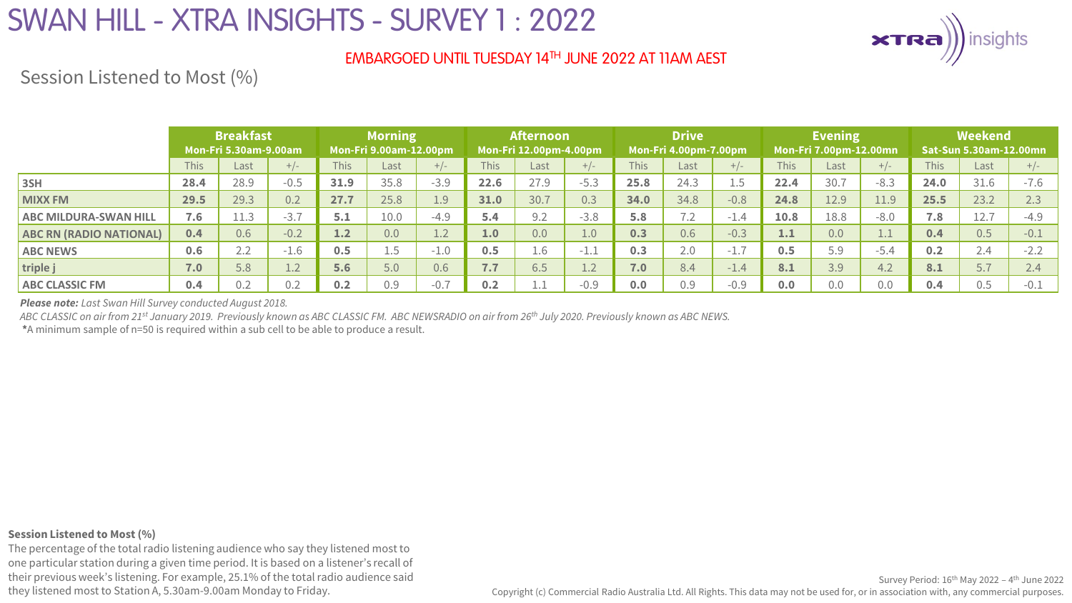# SWAN HILL - XTRA INSIGHTS - SURVEY 1 : 2022

EMBARGOED UNTIL TUESDAY 14TH JUNE 2022 AT 11AM AEST

## Session Listened to Most (%)

| | Breakfast Mon-Fri 5.30am-9.00am | | | Morning Mon-Fri 9.00am-12.00pm | | | Afternoon Mon-Fri 12.00pm-4.00pm | | | Drive Mon-Fri 4.00pm-7.00pm | | | Evening Mon-Fri 7.00pm-12.00mn | | | Weekend Sat-Sun 5.30am-12.00mn | | |
|---|---|---|---|---|---|---|---|---|---|---|---|---|---|---|---|---|---|---|
| | This | Last | +/- | This | Last | +/- | This | Last | +/- | This | Last | +/- | This | Last | +/- | This | Last | +/- |
| **3SH** | **28.4** | 28.9 | -0.5 | **31.9** | 35.8 | -3.9 | **22.6** | 27.9 | -5.3 | **25.8** | 24.3 | 1.5 | **22.4** | 30.7 | -8.3 | **24.0** | 31.6 | -7.6 |
| **MIXX FM** | **29.5** | 29.3 | 0.2 | **27.7** | 25.8 | 1.9 | **31.0** | 30.7 | 0.3 | **34.0** | 34.8 | -0.8 | **24.8** | 12.9 | 11.9 | **25.5** | 23.2 | 2.3 |
| **ABC MILDURA-SWAN HILL** | **7.6** | 11.3 | -3.7 | **5.1** | 10.0 | -4.9 | **5.4** | 9.2 | -3.8 | **5.8** | 7.2 | -1.4 | **10.8** | 18.8 | -8.0 | **7.8** | 12.7 | -4.9 |
| **ABC RN (RADIO NATIONAL)** | **0.4** | 0.6 | -0.2 | **1.2** | 0.0 | 1.2 | **1.0** | 0.0 | 1.0 | **0.3** | 0.6 | -0.3 | **1.1** | 0.0 | 1.1 | **0.4** | 0.5 | -0.1 |
| **ABC NEWS** | **0.6** | 2.2 | -1.6 | **0.5** | 1.5 | -1.0 | **0.5** | 1.6 | -1.1 | **0.3** | 2.0 | -1.7 | **0.5** | 5.9 | -5.4 | **0.2** | 2.4 | -2.2 |
| **triple j** | **7.0** | 5.8 | 1.2 | **5.6** | 5.0 | 0.6 | **7.7** | 6.5 | 1.2 | **7.0** | 8.4 | -1.4 | **8.1** | 3.9 | 4.2 | **8.1** | 5.7 | 2.4 |
| **ABC CLASSIC FM** | **0.4** | 0.2 | 0.2 | **0.2** | 0.9 | -0.7 | **0.2** | 1.1 | -0.9 | **0.0** | 0.9 | -0.9 | **0.0** | 0.0 | 0.0 | **0.4** | 0.5 | -0.1 |

***Please note:*** *Last Swan Hill Survey conducted August 2018.*

*ABC CLASSIC on air from 21st January 2019. Previously known as ABC CLASSIC FM. ABC NEWSRADIO on air from 26th July 2020. Previously known as ABC NEWS.*

**\***A minimum sample of n=50 is required within a sub cell to be able to produce a result.

**Session Listened to Most (%)**

The percentage of the total radio listening audience who say they listened most to one particular station during a given time period. It is based on a listener's recall of their previous week's listening. For example, 25.1% of the total radio audience said they listened most to Station A, 5.30am-9.00am Monday to Friday.

Survey Period: 16th May 2022 – 4th June 2022

Copyright (c) Commercial Radio Australia Ltd. All Rights. This data may not be used for, or in association with, any commercial purposes.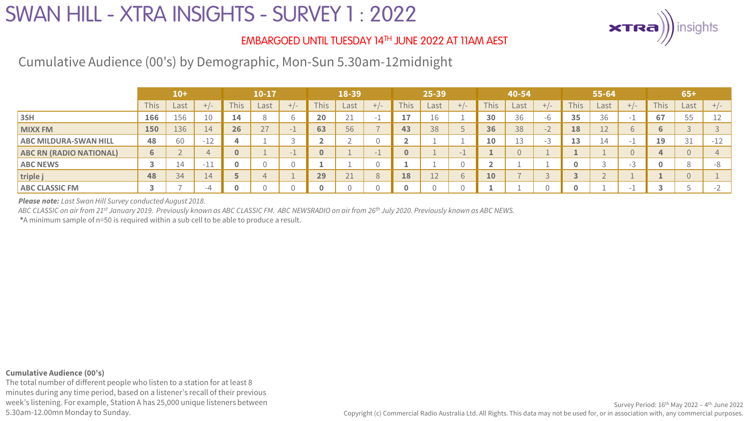# SWAN HILL - XTRA INSIGHTS - SURVEY 1 : 2022

EMBARGOED UNTIL TUESDAY 14TH JUNE 2022 AT 11AM AEST

## Cumulative Audience (00's) by Demographic, Mon-Sun 5.30am-12midnight

| | 10+ | | | 10-17 | | | 18-39 | | | 25-39 | | | 40-54 | | | 55-64 | | | 65+ | | |
|---|---|---|---|---|---|---|---|---|---|---|---|---|---|---|---|---|---|---|---|---|---|
| | This | Last | +/- | This | Last | +/- | This | Last | +/- | This | Last | +/- | This | Last | +/- | This | Last | +/- | This | Last | +/- |
| 3SH | **166** | 156 | 10 | **14** | 8 | 6 | **20** | 21 | -1 | **17** | 16 | 1 | **30** | 36 | -6 | **35** | 36 | -1 | **67** | 55 | 12 |
| MIXX FM | **150** | 136 | 14 | **26** | 27 | -1 | **63** | 56 | 7 | **43** | 38 | 5 | **36** | 38 | -2 | **18** | 12 | 6 | **6** | 3 | 3 |
| ABC MILDURA-SWAN HILL | **48** | 60 | -12 | **4** | 1 | 3 | **2** | 2 | 0 | **2** | 1 | 1 | **10** | 13 | -3 | **13** | 14 | -1 | **19** | 31 | -12 |
| ABC RN (RADIO NATIONAL) | **6** | 2 | 4 | **0** | 1 | -1 | **0** | 1 | -1 | **0** | 1 | -1 | **1** | 0 | 1 | **1** | 1 | 0 | **4** | 0 | 4 |
| ABC NEWS | **3** | 14 | -11 | **0** | 0 | 0 | **1** | 1 | 0 | **1** | 1 | 0 | **2** | 1 | 1 | **0** | 3 | -3 | **0** | 8 | -8 |
| triple j | **48** | 34 | 14 | **5** | 4 | 1 | **29** | 21 | 8 | **18** | 12 | 6 | **10** | 7 | 3 | **3** | 2 | 1 | **1** | 0 | 1 |
| ABC CLASSIC FM | **3** | 7 | -4 | **0** | 0 | 0 | **0** | 0 | 0 | **0** | 0 | 0 | **1** | 1 | 0 | **0** | 1 | -1 | **3** | 5 | -2 |

***Please note:*** *Last Swan Hill Survey conducted August 2018.*

*ABC CLASSIC on air from 21st January 2019. Previously known as ABC CLASSIC FM. ABC NEWSRADIO on air from 26th July 2020. Previously known as ABC NEWS.*

*A minimum sample of n=50 is required within a sub cell to be able to produce a result.

**Cumulative Audience (00's)**

The total number of different people who listen to a station for at least 8 minutes during any time period, based on a listener's recall of their previous week's listening. For example, Station A has 25,000 unique listeners between 5.30am-12.00mn Monday to Sunday.

Survey Period: 16th May 2022 – 4th June 2022

Copyright (c) Commercial Radio Australia Ltd. All Rights. This data may not be used for, or in association with, any commercial purposes.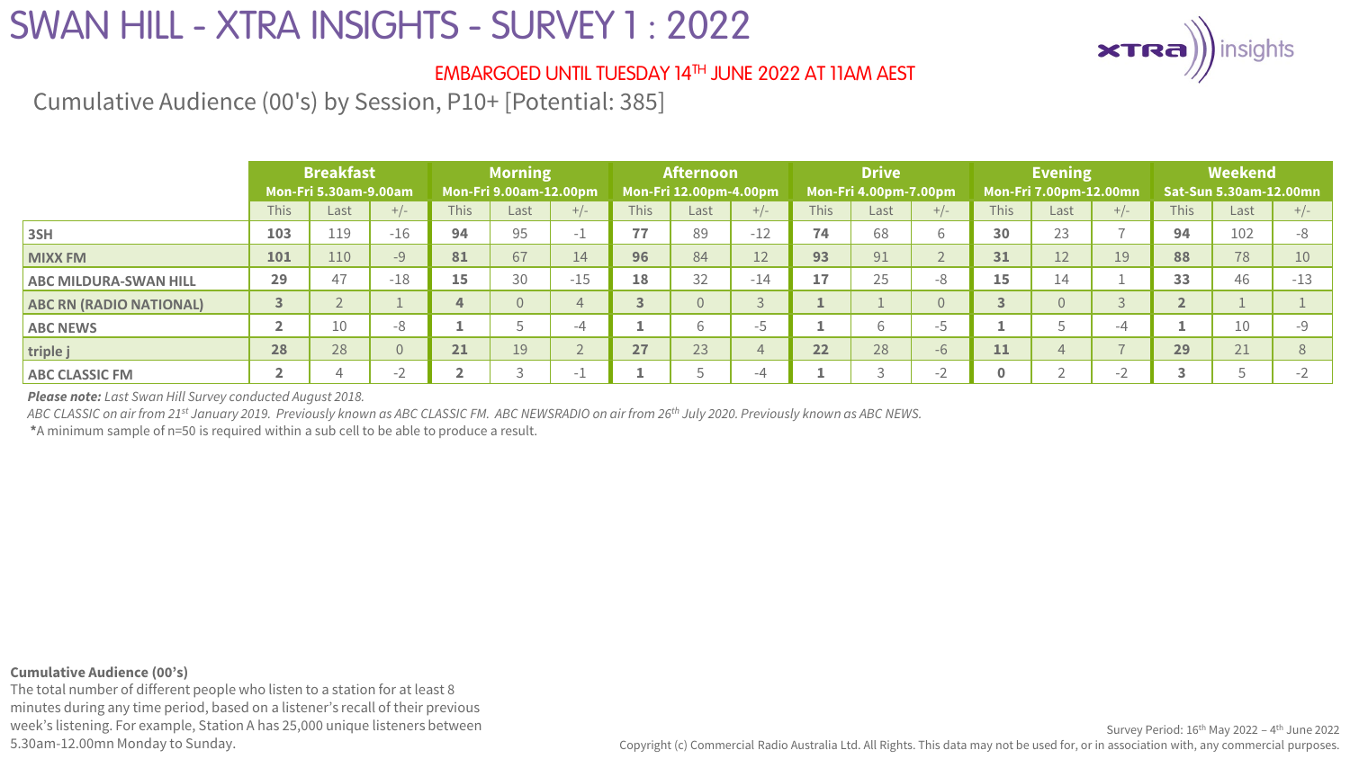# SWAN HILL - XTRA INSIGHTS - SURVEY 1 : 2022

EMBARGOED UNTIL TUESDAY 14TH JUNE 2022 AT 11AM AEST

## Cumulative Audience (00's) by Session, P10+ [Potential: 385]

| | Breakfast Mon-Fri 5.30am-9.00am | | | Morning Mon-Fri 9.00am-12.00pm | | | Afternoon Mon-Fri 12.00pm-4.00pm | | | Drive Mon-Fri 4.00pm-7.00pm | | | Evening Mon-Fri 7.00pm-12.00mn | | | Weekend Sat-Sun 5.30am-12.00mn | | |
|---|---|---|---|---|---|---|---|---|---|---|---|---|---|---|---|---|---|---|
| | This | Last | +/- | This | Last | +/- | This | Last | +/- | This | Last | +/- | This | Last | +/- | This | Last | +/- |
| **3SH** | **103** | 119 | -16 | **94** | 95 | -1 | **77** | 89 | -12 | **74** | 68 | 6 | **30** | 23 | 7 | **94** | 102 | -8 |
| **MIXX FM** | **101** | 110 | -9 | **81** | 67 | 14 | **96** | 84 | 12 | **93** | 91 | 2 | **31** | 12 | 19 | **88** | 78 | 10 |
| **ABC MILDURA-SWAN HILL** | **29** | 47 | -18 | **15** | 30 | -15 | **18** | 32 | -14 | **17** | 25 | -8 | **15** | 14 | 1 | **33** | 46 | -13 |
| **ABC RN (RADIO NATIONAL)** | **3** | 2 | 1 | **4** | 0 | 4 | **3** | 0 | 3 | **1** | 1 | 0 | **3** | 0 | 3 | **2** | 1 | 1 |
| **ABC NEWS** | **2** | 10 | -8 | **1** | 5 | -4 | **1** | 6 | -5 | **1** | 6 | -5 | **1** | 5 | -4 | **1** | 10 | -9 |
| **triple j** | **28** | 28 | 0 | **21** | 19 | 2 | **27** | 23 | 4 | **22** | 28 | -6 | **11** | 4 | 7 | **29** | 21 | 8 |
| **ABC CLASSIC FM** | **2** | 4 | -2 | **2** | 3 | -1 | **1** | 5 | -4 | **1** | 3 | -2 | **0** | 2 | -2 | **3** | 5 | -2 |

***Please note:*** *Last Swan Hill Survey conducted August 2018.*

*ABC CLASSIC on air from 21st January 2019. Previously known as ABC CLASSIC FM. ABC NEWSRADIO on air from 26th July 2020. Previously known as ABC NEWS.*

**\***A minimum sample of n=50 is required within a sub cell to be able to produce a result.

**Cumulative Audience (00's)**
The total number of different people who listen to a station for at least 8 minutes during any time period, based on a listener's recall of their previous week's listening. For example, Station A has 25,000 unique listeners between 5.30am-12.00mn Monday to Sunday.

Survey Period: 16th May 2022 – 4th June 2022

Copyright (c) Commercial Radio Australia Ltd. All Rights. This data may not be used for, or in association with, any commercial purposes.